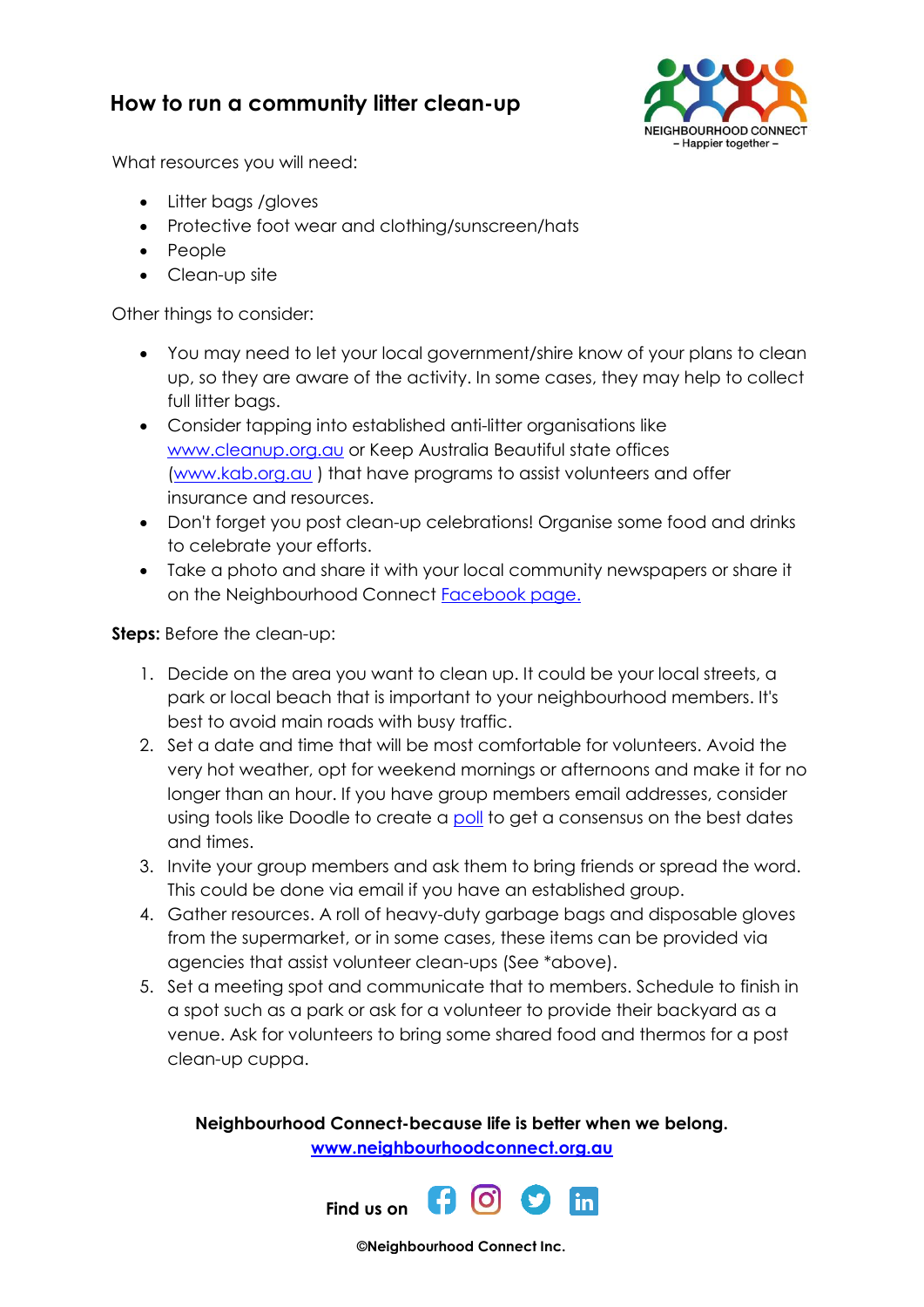## How to run a community litter clean-up

What resources you will need:

- Litter bags /gloves
- Protective foot wear and clothing/sunscreen/hats
- People
- Clean-up site

Other things to consider:

- You may need to let your local government/shire know of your plans to clean up, so they are aware of the activity. In some cases, they may help to collect full litter bags.
- Consider tapping into established anti-litter organisations like www.cleanup.org.au or Keep Australia Beautiful state offices (www.kab.org.au ) that have programs to assist volunteers and offer insurance and resources.
- Don't forget you post clean-up celebrations! Organise some food and drinks to celebrate your efforts.
- Take a photo and share it with your local community newspapers or share it on the Neighbourhood Connect Facebook page.

**Steps:** Before the clean-up:

1. Decide on the area you want to clean up. It could be your local streets, a park or local beach that is important to your neighbourhood members. It's best to avoid main roads with busy traffic.
2. Set a date and time that will be most comfortable for volunteers. Avoid the very hot weather, opt for weekend mornings or afternoons and make it for no longer than an hour. If you have group members email addresses, consider using tools like Doodle to create a poll to get a consensus on the best dates and times.
3. Invite your group members and ask them to bring friends or spread the word. This could be done via email if you have an established group.
4. Gather resources. A roll of heavy-duty garbage bags and disposable gloves from the supermarket, or in some cases, these items can be provided via agencies that assist volunteer clean-ups (See *above).
5. Set a meeting spot and communicate that to members. Schedule to finish in a spot such as a park or ask for a volunteer to provide their backyard as a venue. Ask for volunteers to bring some shared food and thermos for a post clean-up cuppa.

**Neighbourhood Connect-because life is better when we belong.**
**www.neighbourhoodconnect.org.au**

**Find us on**

**©Neighbourhood Connect Inc.**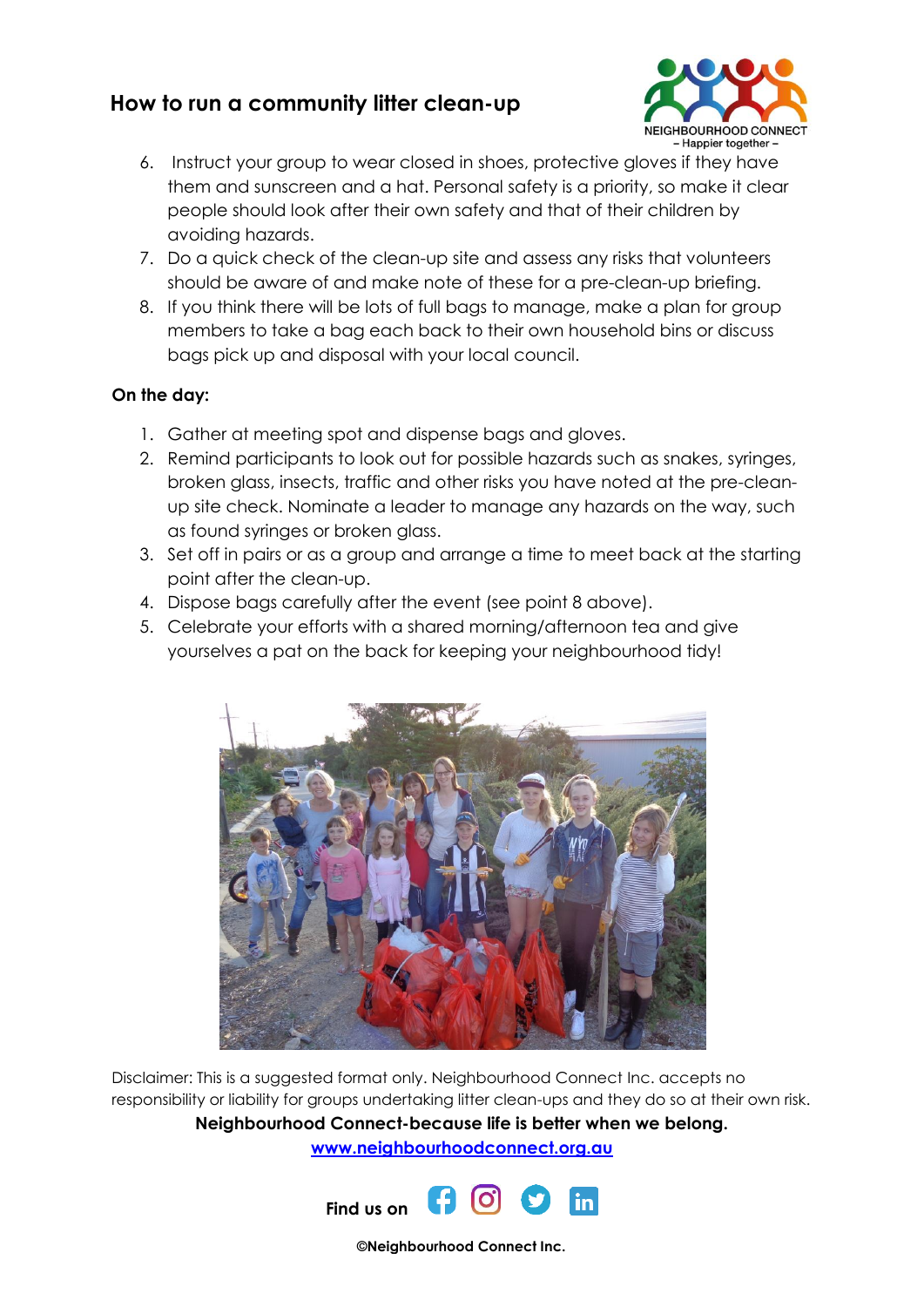## How to run a community litter clean-up

6. Instruct your group to wear closed in shoes, protective gloves if they have them and sunscreen and a hat. Personal safety is a priority, so make it clear people should look after their own safety and that of their children by avoiding hazards.
7. Do a quick check of the clean-up site and assess any risks that volunteers should be aware of and make note of these for a pre-clean-up briefing.
8. If you think there will be lots of full bags to manage, make a plan for group members to take a bag each back to their own household bins or discuss bags pick up and disposal with your local council.

**On the day:**

1. Gather at meeting spot and dispense bags and gloves.
2. Remind participants to look out for possible hazards such as snakes, syringes, broken glass, insects, traffic and other risks you have noted at the pre-clean-up site check. Nominate a leader to manage any hazards on the way, such as found syringes or broken glass.
3. Set off in pairs or as a group and arrange a time to meet back at the starting point after the clean-up.
4. Dispose bags carefully after the event (see point 8 above).
5. Celebrate your efforts with a shared morning/afternoon tea and give yourselves a pat on the back for keeping your neighbourhood tidy!

Disclaimer: This is a suggested format only. Neighbourhood Connect Inc. accepts no responsibility or liability for groups undertaking litter clean-ups and they do so at their own risk.

**Neighbourhood Connect-because life is better when we belong.**

www.neighbourhoodconnect.org.au

**Find us on**

**©Neighbourhood Connect Inc.**